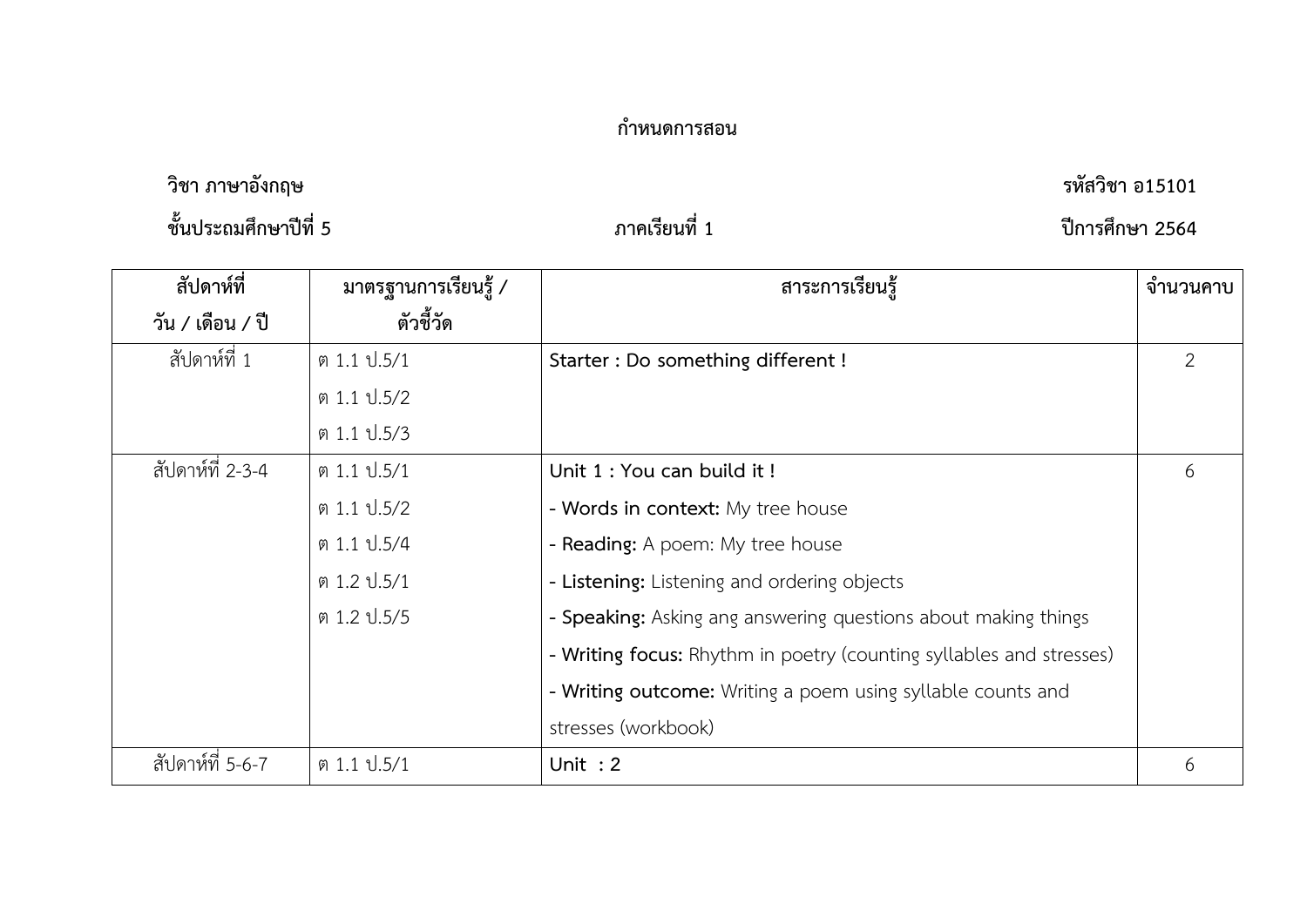**กำหนดการสอน**

**วิชา ภาษาอังกฤษ** **รหัสวิชา อ15101**

**ชั้นประถมศึกษาปีที่ 5** **ภาคเรียนที่ 1** **ปีการศึกษา 2564**

| สัปดาห์ที่ วัน / เดือน / ปี | มาตรฐานการเรียนรู้ / ตัวชี้วัด | สาระการเรียนรู้ | จำนวนคาบ |
|---|---|---|---|
| สัปดาห์ที่ 1 | ต 1.1 ป.5/1<br>ต 1.1 ป.5/2<br>ต 1.1 ป.5/3 | **Starter : Do something different !** | 2 |
| สัปดาห์ที่ 2-3-4 | ต 1.1 ป.5/1<br>ต 1.1 ป.5/2<br>ต 1.1 ป.5/4<br>ต 1.2 ป.5/1<br>ต 1.2 ป.5/5 | **Unit 1 : You can build it !**<br>- **Words in context:** My tree house<br>- **Reading:** A poem: My tree house<br>- **Listening:** Listening and ordering objects<br>- **Speaking:** Asking ang answering questions about making things<br>- **Writing focus:** Rhythm in poetry (counting syllables and stresses)<br>- **Writing outcome:** Writing a poem using syllable counts and stresses (workbook) | 6 |
| สัปดาห์ที่ 5-6-7 | ต 1.1 ป.5/1 | **Unit : 2** | 6 |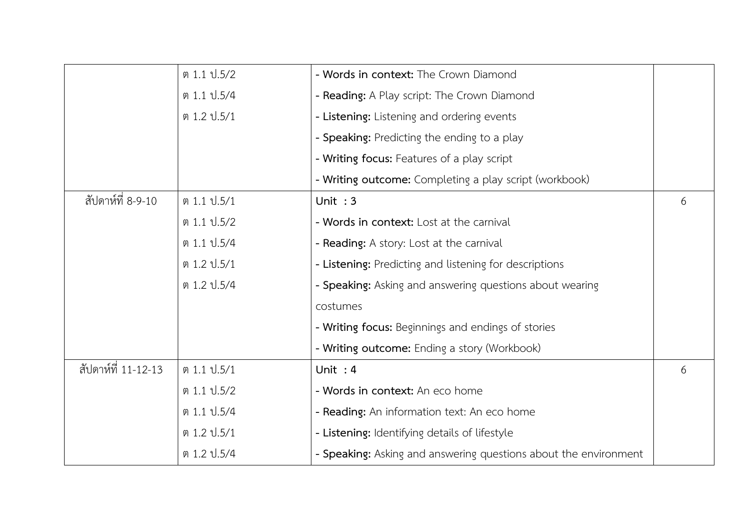| | | | |
|---|---|---|---|
| | ต 1.1 ป.5/2<br>ต 1.1 ป.5/4<br>ต 1.2 ป.5/1 | - **Words in context:** The Crown Diamond<br>- **Reading:** A Play script: The Crown Diamond<br>- **Listening:** Listening and ordering events<br>- **Speaking:** Predicting the ending to a play<br>- **Writing focus:** Features of a play script<br>- **Writing outcome:** Completing a play script (workbook) | |
| สัปดาห์ที่ 8-9-10 | ต 1.1 ป.5/1<br>ต 1.1 ป.5/2<br>ต 1.1 ป.5/4<br>ต 1.2 ป.5/1<br>ต 1.2 ป.5/4 | **Unit : 3**<br>- **Words in context:** Lost at the carnival<br>- **Reading:** A story: Lost at the carnival<br>- **Listening:** Predicting and listening for descriptions<br>- **Speaking:** Asking and answering questions about wearing costumes<br>- **Writing focus:** Beginnings and endings of stories<br>- **Writing outcome:** Ending a story (Workbook) | 6 |
| สัปดาห์ที่ 11-12-13 | ต 1.1 ป.5/1<br>ต 1.1 ป.5/2<br>ต 1.1 ป.5/4<br>ต 1.2 ป.5/1<br>ต 1.2 ป.5/4 | **Unit : 4**<br>- **Words in context:** An eco home<br>- **Reading:** An information text: An eco home<br>- **Listening:** Identifying details of lifestyle<br>- **Speaking:** Asking and answering questions about the environment | 6 |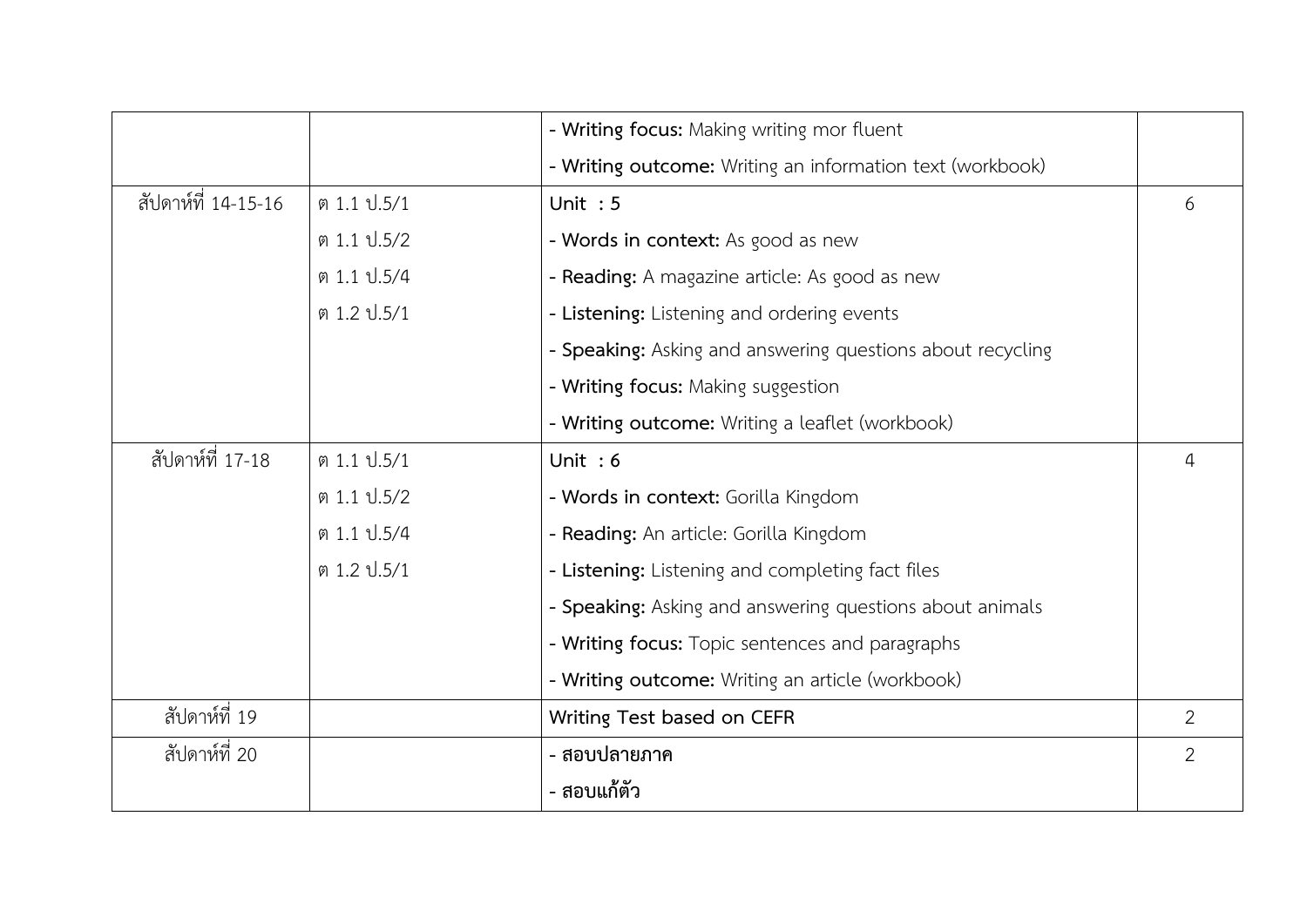| | | | |
|---|---|---|---|
| | | - **Writing focus:** Making writing mor fluent<br>- **Writing outcome:** Writing an information text (workbook) | |
| สัปดาห์ที่ 14-15-16 | ต 1.1 ป.5/1<br>ต 1.1 ป.5/2<br>ต 1.1 ป.5/4<br>ต 1.2 ป.5/1 | **Unit : 5**<br>- **Words in context:** As good as new<br>- **Reading:** A magazine article: As good as new<br>- **Listening:** Listening and ordering events<br>- **Speaking:** Asking and answering questions about recycling<br>- **Writing focus:** Making suggestion<br>- **Writing outcome:** Writing a leaflet (workbook) | 6 |
| สัปดาห์ที่ 17-18 | ต 1.1 ป.5/1<br>ต 1.1 ป.5/2<br>ต 1.1 ป.5/4<br>ต 1.2 ป.5/1 | **Unit : 6**<br>- **Words in context:** Gorilla Kingdom<br>- **Reading:** An article: Gorilla Kingdom<br>- **Listening:** Listening and completing fact files<br>- **Speaking:** Asking and answering questions about animals<br>- **Writing focus:** Topic sentences and paragraphs<br>- **Writing outcome:** Writing an article (workbook) | 4 |
| สัปดาห์ที่ 19 | | **Writing Test based on CEFR** | 2 |
| สัปดาห์ที่ 20 | | **- สอบปลายภาค**<br>**- สอบแก้ตัว** | 2 |